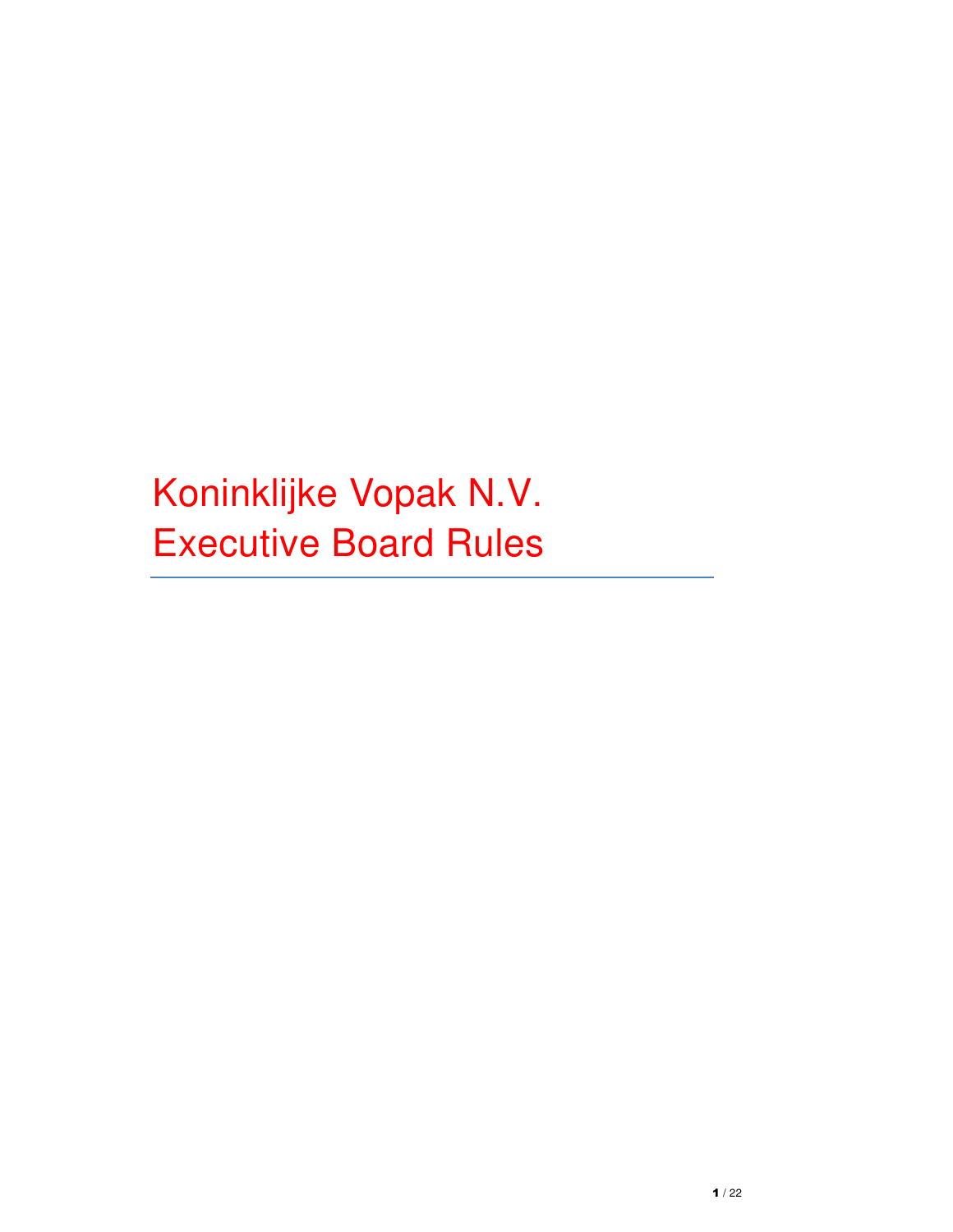# Koninklijke Vopak N.V.
# Executive Board Rules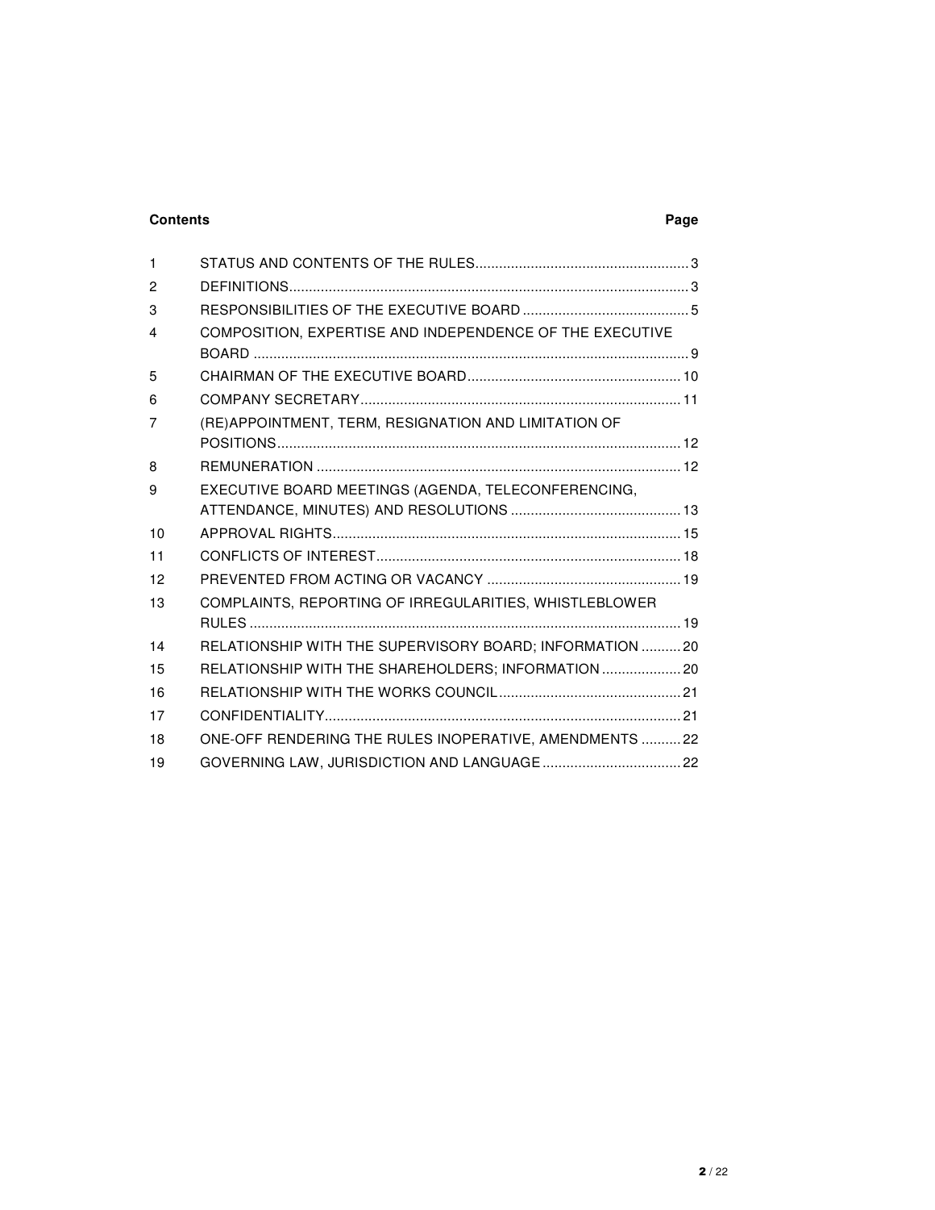**Contents** **Page**

| | | |
|---|---|---|
| 1 | STATUS AND CONTENTS OF THE RULES | 3 |
| 2 | DEFINITIONS | 3 |
| 3 | RESPONSIBILITIES OF THE EXECUTIVE BOARD | 5 |
| 4 | COMPOSITION, EXPERTISE AND INDEPENDENCE OF THE EXECUTIVE BOARD | 9 |
| 5 | CHAIRMAN OF THE EXECUTIVE BOARD | 10 |
| 6 | COMPANY SECRETARY | 11 |
| 7 | (RE)APPOINTMENT, TERM, RESIGNATION AND LIMITATION OF POSITIONS | 12 |
| 8 | REMUNERATION | 12 |
| 9 | EXECUTIVE BOARD MEETINGS (AGENDA, TELECONFERENCING, ATTENDANCE, MINUTES) AND RESOLUTIONS | 13 |
| 10 | APPROVAL RIGHTS | 15 |
| 11 | CONFLICTS OF INTEREST | 18 |
| 12 | PREVENTED FROM ACTING OR VACANCY | 19 |
| 13 | COMPLAINTS, REPORTING OF IRREGULARITIES, WHISTLEBLOWER RULES | 19 |
| 14 | RELATIONSHIP WITH THE SUPERVISORY BOARD; INFORMATION | 20 |
| 15 | RELATIONSHIP WITH THE SHAREHOLDERS; INFORMATION | 20 |
| 16 | RELATIONSHIP WITH THE WORKS COUNCIL | 21 |
| 17 | CONFIDENTIALITY | 21 |
| 18 | ONE-OFF RENDERING THE RULES INOPERATIVE, AMENDMENTS | 22 |
| 19 | GOVERNING LAW, JURISDICTION AND LANGUAGE | 22 |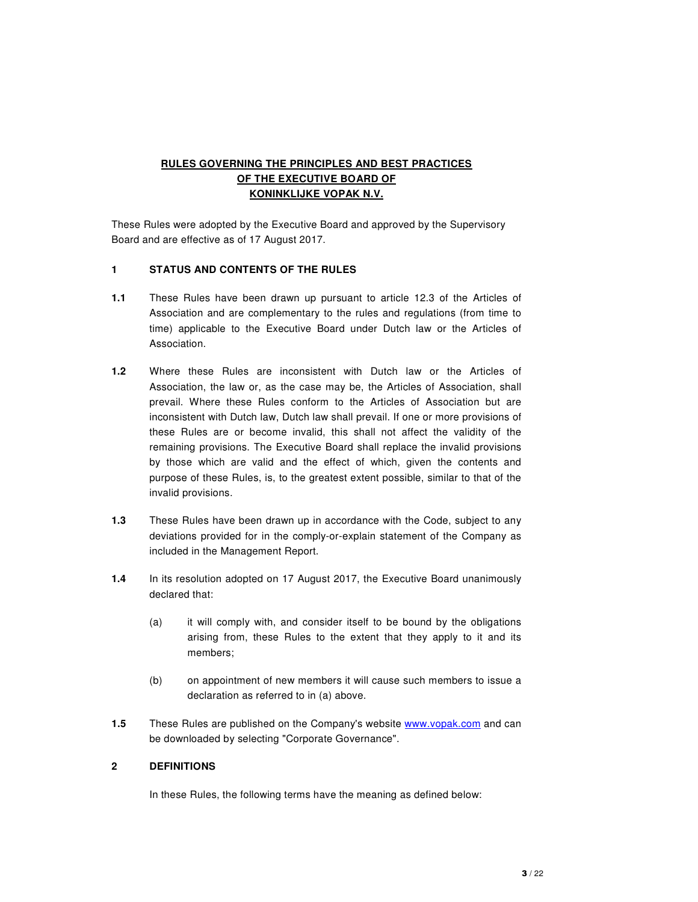# RULES GOVERNING THE PRINCIPLES AND BEST PRACTICES OF THE EXECUTIVE BOARD OF KONINKLIJKE VOPAK N.V.

These Rules were adopted by the Executive Board and approved by the Supervisory Board and are effective as of 17 August 2017.

## 1 STATUS AND CONTENTS OF THE RULES

**1.1** These Rules have been drawn up pursuant to article 12.3 of the Articles of Association and are complementary to the rules and regulations (from time to time) applicable to the Executive Board under Dutch law or the Articles of Association.

**1.2** Where these Rules are inconsistent with Dutch law or the Articles of Association, the law or, as the case may be, the Articles of Association, shall prevail. Where these Rules conform to the Articles of Association but are inconsistent with Dutch law, Dutch law shall prevail. If one or more provisions of these Rules are or become invalid, this shall not affect the validity of the remaining provisions. The Executive Board shall replace the invalid provisions by those which are valid and the effect of which, given the contents and purpose of these Rules, is, to the greatest extent possible, similar to that of the invalid provisions.

**1.3** These Rules have been drawn up in accordance with the Code, subject to any deviations provided for in the comply-or-explain statement of the Company as included in the Management Report.

**1.4** In its resolution adopted on 17 August 2017, the Executive Board unanimously declared that:

(a) it will comply with, and consider itself to be bound by the obligations arising from, these Rules to the extent that they apply to it and its members;

(b) on appointment of new members it will cause such members to issue a declaration as referred to in (a) above.

**1.5** These Rules are published on the Company's website www.vopak.com and can be downloaded by selecting "Corporate Governance".

## 2 DEFINITIONS

In these Rules, the following terms have the meaning as defined below: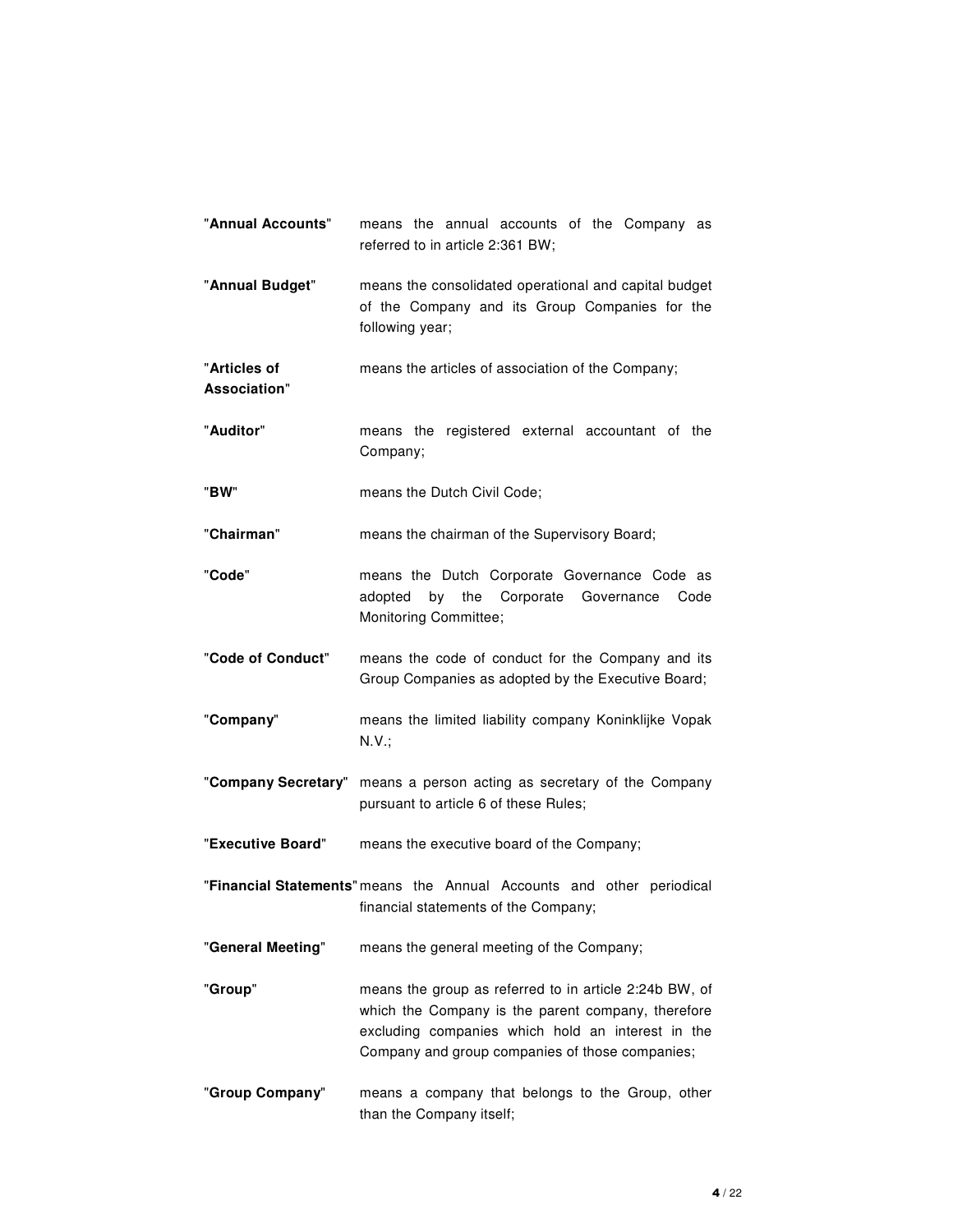| | |
|---|---|
| "**Annual Accounts**" | means the annual accounts of the Company as referred to in article 2:361 BW; |
| "**Annual Budget**" | means the consolidated operational and capital budget of the Company and its Group Companies for the following year; |
| "**Articles of Association**" | means the articles of association of the Company; |
| "**Auditor**" | means the registered external accountant of the Company; |
| "**BW**" | means the Dutch Civil Code; |
| "**Chairman**" | means the chairman of the Supervisory Board; |
| "**Code**" | means the Dutch Corporate Governance Code as adopted by the Corporate Governance Code Monitoring Committee; |
| "**Code of Conduct**" | means the code of conduct for the Company and its Group Companies as adopted by the Executive Board; |
| "**Company**" | means the limited liability company Koninklijke Vopak N.V.; |
| "**Company Secretary**" | means a person acting as secretary of the Company pursuant to article 6 of these Rules; |
| "**Executive Board**" | means the executive board of the Company; |
| "**Financial Statements**" | means the Annual Accounts and other periodical financial statements of the Company; |
| "**General Meeting**" | means the general meeting of the Company; |
| "**Group**" | means the group as referred to in article 2:24b BW, of which the Company is the parent company, therefore excluding companies which hold an interest in the Company and group companies of those companies; |
| "**Group Company**" | means a company that belongs to the Group, other than the Company itself; |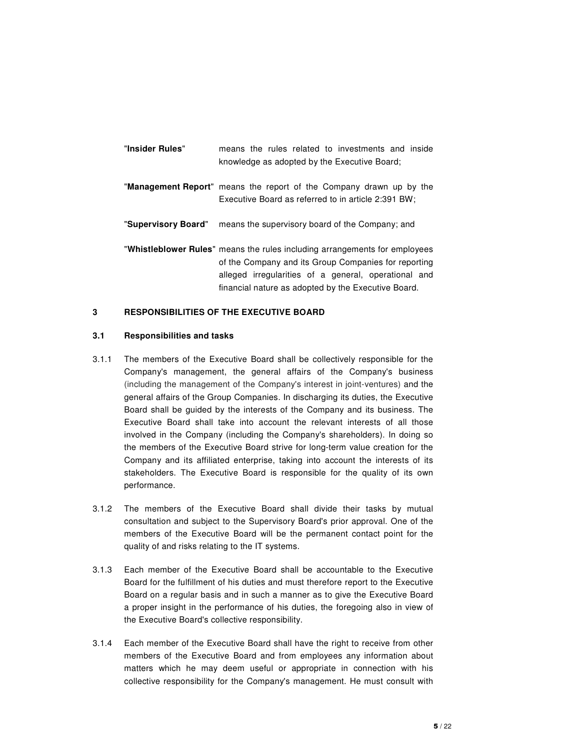"**Insider Rules**" means the rules related to investments and inside knowledge as adopted by the Executive Board;

"**Management Report**" means the report of the Company drawn up by the Executive Board as referred to in article 2:391 BW;

"**Supervisory Board**" means the supervisory board of the Company; and

"**Whistleblower Rules**" means the rules including arrangements for employees of the Company and its Group Companies for reporting alleged irregularities of a general, operational and financial nature as adopted by the Executive Board.

## 3 RESPONSIBILITIES OF THE EXECUTIVE BOARD

### 3.1 Responsibilities and tasks

3.1.1 The members of the Executive Board shall be collectively responsible for the Company's management, the general affairs of the Company's business (including the management of the Company's interest in joint-ventures) and the general affairs of the Group Companies. In discharging its duties, the Executive Board shall be guided by the interests of the Company and its business. The Executive Board shall take into account the relevant interests of all those involved in the Company (including the Company's shareholders). In doing so the members of the Executive Board strive for long-term value creation for the Company and its affiliated enterprise, taking into account the interests of its stakeholders. The Executive Board is responsible for the quality of its own performance.

3.1.2 The members of the Executive Board shall divide their tasks by mutual consultation and subject to the Supervisory Board's prior approval. One of the members of the Executive Board will be the permanent contact point for the quality of and risks relating to the IT systems.

3.1.3 Each member of the Executive Board shall be accountable to the Executive Board for the fulfillment of his duties and must therefore report to the Executive Board on a regular basis and in such a manner as to give the Executive Board a proper insight in the performance of his duties, the foregoing also in view of the Executive Board's collective responsibility.

3.1.4 Each member of the Executive Board shall have the right to receive from other members of the Executive Board and from employees any information about matters which he may deem useful or appropriate in connection with his collective responsibility for the Company's management. He must consult with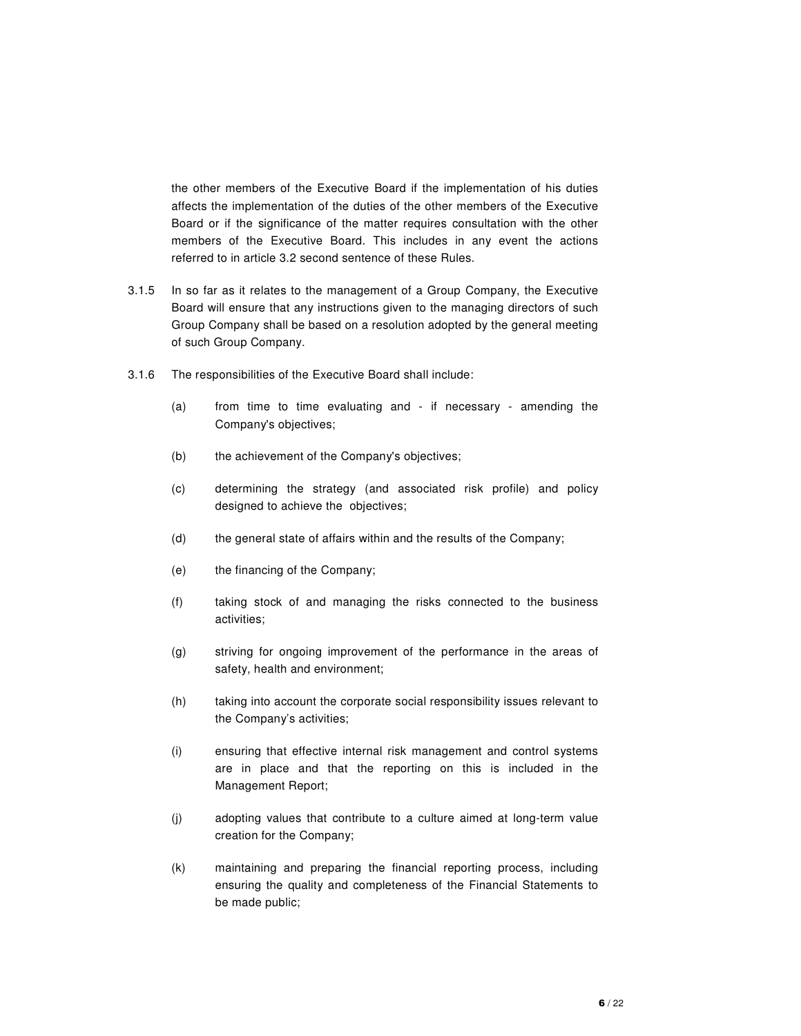the other members of the Executive Board if the implementation of his duties affects the implementation of the duties of the other members of the Executive Board or if the significance of the matter requires consultation with the other members of the Executive Board. This includes in any event the actions referred to in article 3.2 second sentence of these Rules.

3.1.5 In so far as it relates to the management of a Group Company, the Executive Board will ensure that any instructions given to the managing directors of such Group Company shall be based on a resolution adopted by the general meeting of such Group Company.

3.1.6 The responsibilities of the Executive Board shall include:

(a) from time to time evaluating and - if necessary - amending the Company's objectives;

(b) the achievement of the Company's objectives;

(c) determining the strategy (and associated risk profile) and policy designed to achieve the objectives;

(d) the general state of affairs within and the results of the Company;

(e) the financing of the Company;

(f) taking stock of and managing the risks connected to the business activities;

(g) striving for ongoing improvement of the performance in the areas of safety, health and environment;

(h) taking into account the corporate social responsibility issues relevant to the Company's activities;

(i) ensuring that effective internal risk management and control systems are in place and that the reporting on this is included in the Management Report;

(j) adopting values that contribute to a culture aimed at long-term value creation for the Company;

(k) maintaining and preparing the financial reporting process, including ensuring the quality and completeness of the Financial Statements to be made public;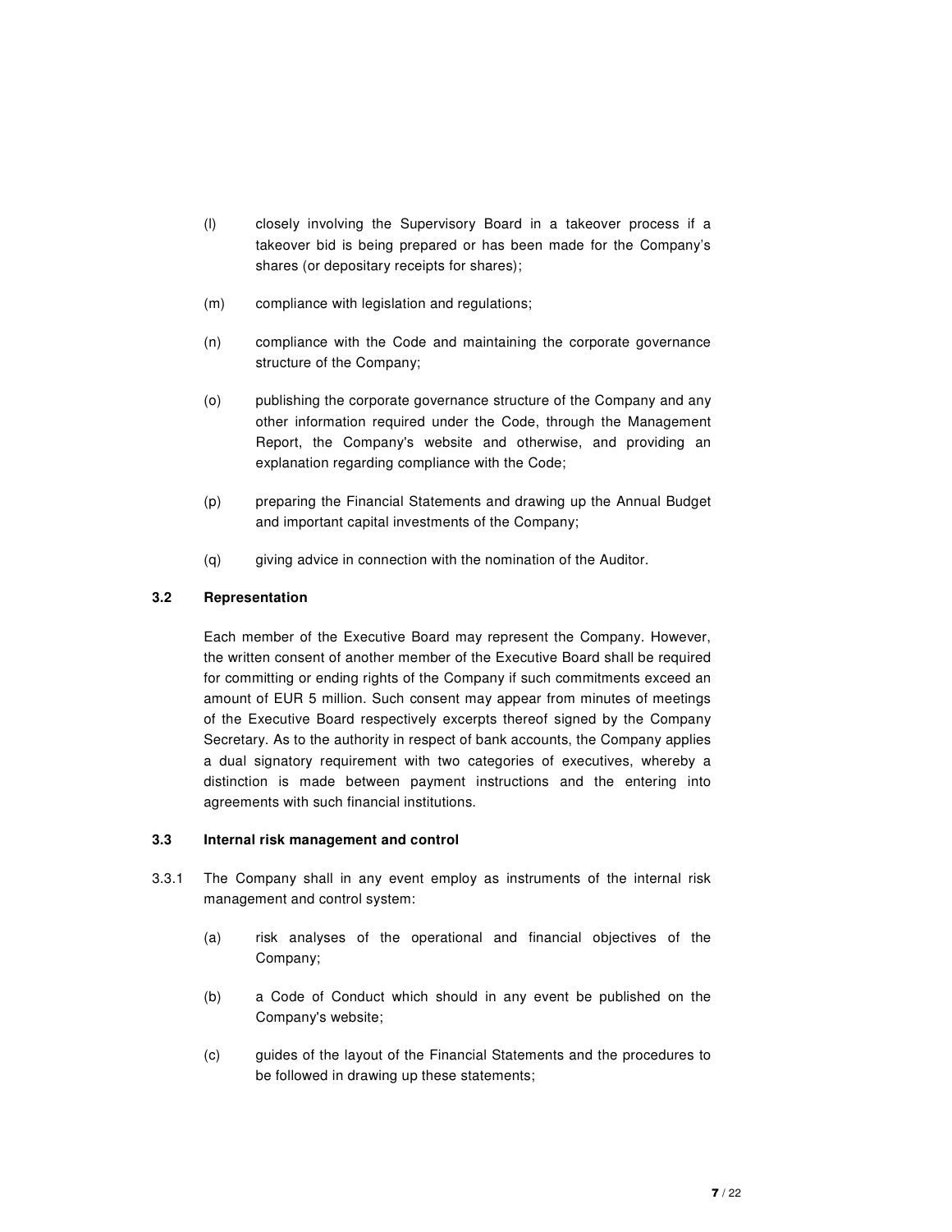(l) closely involving the Supervisory Board in a takeover process if a takeover bid is being prepared or has been made for the Company's shares (or depositary receipts for shares);

(m) compliance with legislation and regulations;

(n) compliance with the Code and maintaining the corporate governance structure of the Company;

(o) publishing the corporate governance structure of the Company and any other information required under the Code, through the Management Report, the Company's website and otherwise, and providing an explanation regarding compliance with the Code;

(p) preparing the Financial Statements and drawing up the Annual Budget and important capital investments of the Company;

(q) giving advice in connection with the nomination of the Auditor.

### 3.2 Representation

Each member of the Executive Board may represent the Company. However, the written consent of another member of the Executive Board shall be required for committing or ending rights of the Company if such commitments exceed an amount of EUR 5 million. Such consent may appear from minutes of meetings of the Executive Board respectively excerpts thereof signed by the Company Secretary. As to the authority in respect of bank accounts, the Company applies a dual signatory requirement with two categories of executives, whereby a distinction is made between payment instructions and the entering into agreements with such financial institutions.

### 3.3 Internal risk management and control

3.3.1 The Company shall in any event employ as instruments of the internal risk management and control system:

(a) risk analyses of the operational and financial objectives of the Company;

(b) a Code of Conduct which should in any event be published on the Company's website;

(c) guides of the layout of the Financial Statements and the procedures to be followed in drawing up these statements;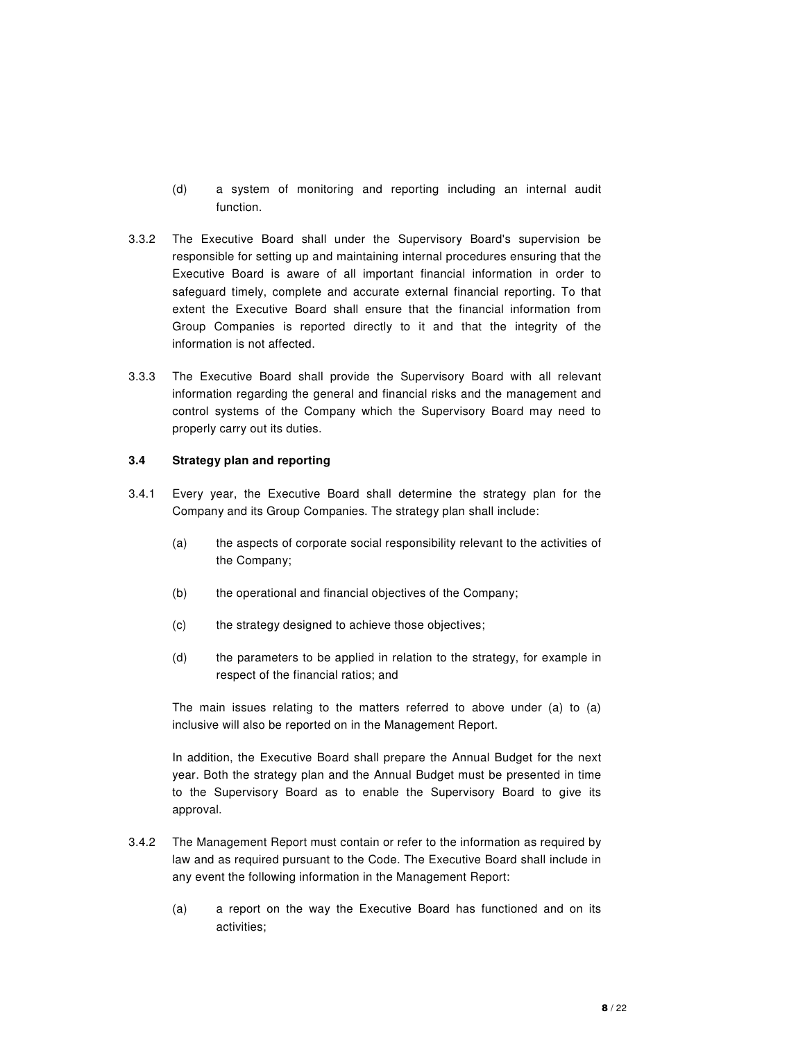(d) a system of monitoring and reporting including an internal audit function.

3.3.2 The Executive Board shall under the Supervisory Board's supervision be responsible for setting up and maintaining internal procedures ensuring that the Executive Board is aware of all important financial information in order to safeguard timely, complete and accurate external financial reporting. To that extent the Executive Board shall ensure that the financial information from Group Companies is reported directly to it and that the integrity of the information is not affected.

3.3.3 The Executive Board shall provide the Supervisory Board with all relevant information regarding the general and financial risks and the management and control systems of the Company which the Supervisory Board may need to properly carry out its duties.

**3.4 Strategy plan and reporting**

3.4.1 Every year, the Executive Board shall determine the strategy plan for the Company and its Group Companies. The strategy plan shall include:

(a) the aspects of corporate social responsibility relevant to the activities of the Company;

(b) the operational and financial objectives of the Company;

(c) the strategy designed to achieve those objectives;

(d) the parameters to be applied in relation to the strategy, for example in respect of the financial ratios; and

The main issues relating to the matters referred to above under (a) to (a) inclusive will also be reported on in the Management Report.

In addition, the Executive Board shall prepare the Annual Budget for the next year. Both the strategy plan and the Annual Budget must be presented in time to the Supervisory Board as to enable the Supervisory Board to give its approval.

3.4.2 The Management Report must contain or refer to the information as required by law and as required pursuant to the Code. The Executive Board shall include in any event the following information in the Management Report:

(a) a report on the way the Executive Board has functioned and on its activities;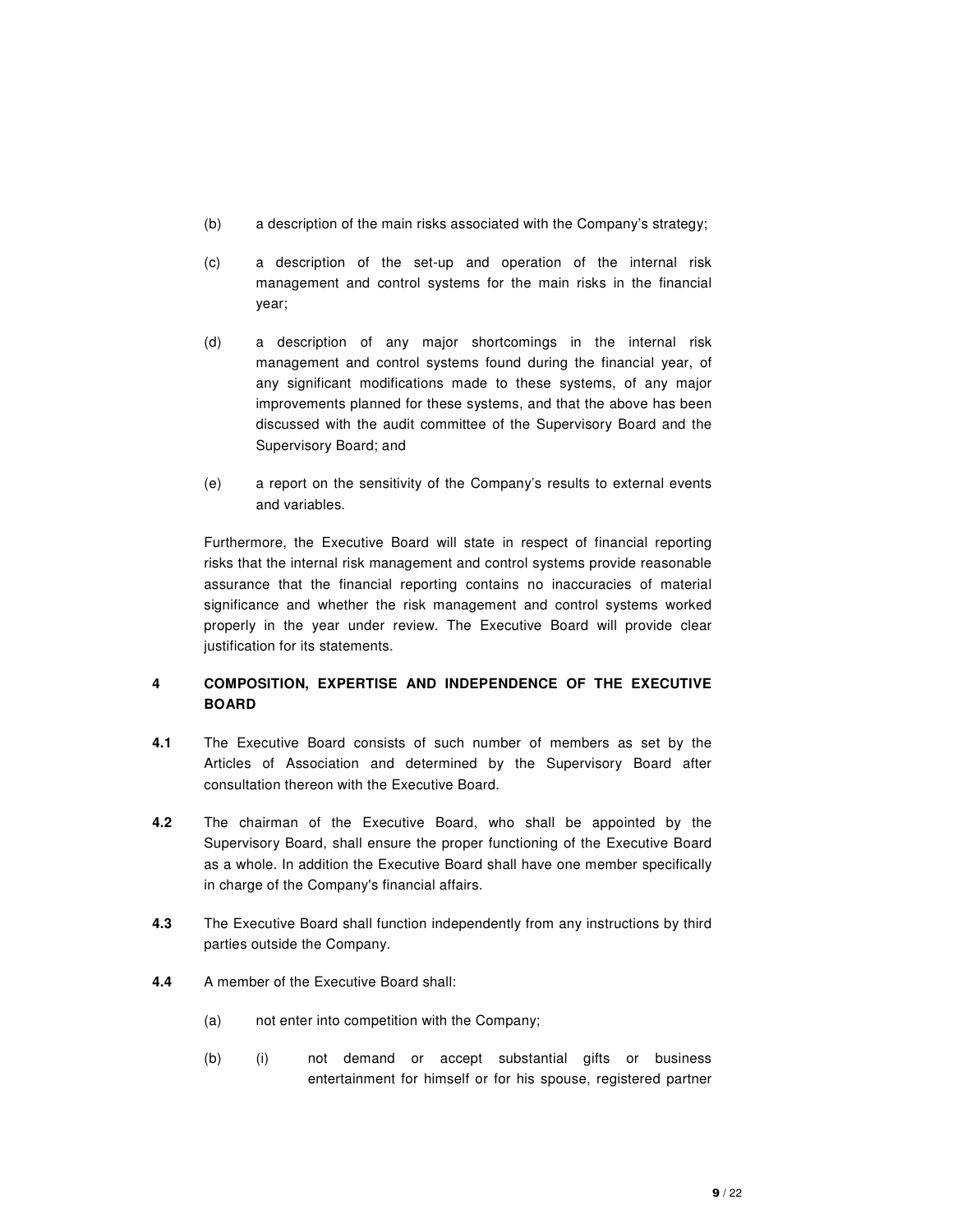(b) a description of the main risks associated with the Company's strategy;

(c) a description of the set-up and operation of the internal risk management and control systems for the main risks in the financial year;

(d) a description of any major shortcomings in the internal risk management and control systems found during the financial year, of any significant modifications made to these systems, of any major improvements planned for these systems, and that the above has been discussed with the audit committee of the Supervisory Board and the Supervisory Board; and

(e) a report on the sensitivity of the Company's results to external events and variables.

Furthermore, the Executive Board will state in respect of financial reporting risks that the internal risk management and control systems provide reasonable assurance that the financial reporting contains no inaccuracies of material significance and whether the risk management and control systems worked properly in the year under review. The Executive Board will provide clear justification for its statements.

## 4 COMPOSITION, EXPERTISE AND INDEPENDENCE OF THE EXECUTIVE BOARD

**4.1** The Executive Board consists of such number of members as set by the Articles of Association and determined by the Supervisory Board after consultation thereon with the Executive Board.

**4.2** The chairman of the Executive Board, who shall be appointed by the Supervisory Board, shall ensure the proper functioning of the Executive Board as a whole. In addition the Executive Board shall have one member specifically in charge of the Company's financial affairs.

**4.3** The Executive Board shall function independently from any instructions by third parties outside the Company.

**4.4** A member of the Executive Board shall:

(a) not enter into competition with the Company;

(b) (i) not demand or accept substantial gifts or business entertainment for himself or for his spouse, registered partner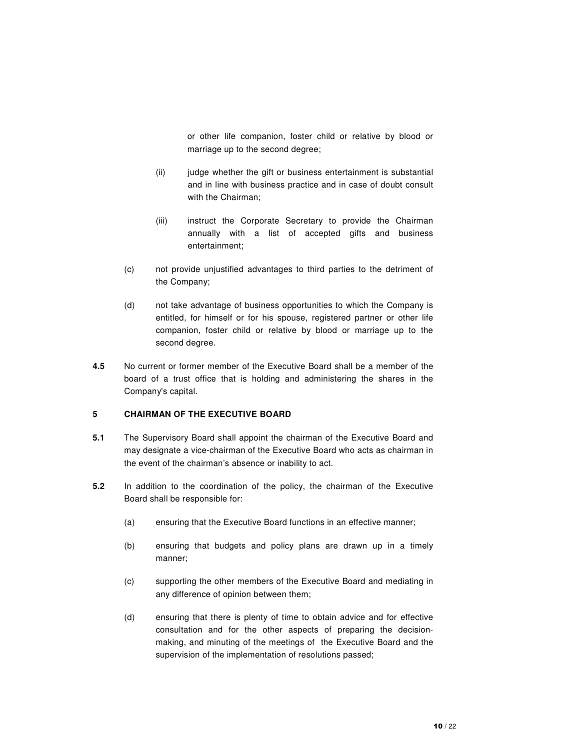or other life companion, foster child or relative by blood or marriage up to the second degree;

(ii) judge whether the gift or business entertainment is substantial and in line with business practice and in case of doubt consult with the Chairman;

(iii) instruct the Corporate Secretary to provide the Chairman annually with a list of accepted gifts and business entertainment;

(c) not provide unjustified advantages to third parties to the detriment of the Company;

(d) not take advantage of business opportunities to which the Company is entitled, for himself or for his spouse, registered partner or other life companion, foster child or relative by blood or marriage up to the second degree.

**4.5** No current or former member of the Executive Board shall be a member of the board of a trust office that is holding and administering the shares in the Company's capital.

## 5 CHAIRMAN OF THE EXECUTIVE BOARD

**5.1** The Supervisory Board shall appoint the chairman of the Executive Board and may designate a vice-chairman of the Executive Board who acts as chairman in the event of the chairman's absence or inability to act.

**5.2** In addition to the coordination of the policy, the chairman of the Executive Board shall be responsible for:

(a) ensuring that the Executive Board functions in an effective manner;

(b) ensuring that budgets and policy plans are drawn up in a timely manner;

(c) supporting the other members of the Executive Board and mediating in any difference of opinion between them;

(d) ensuring that there is plenty of time to obtain advice and for effective consultation and for the other aspects of preparing the decision-making, and minuting of the meetings of the Executive Board and the supervision of the implementation of resolutions passed;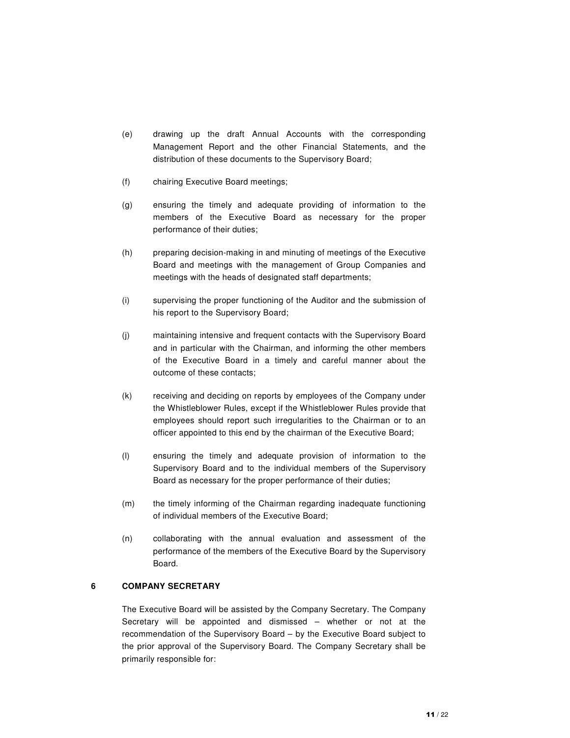(e) drawing up the draft Annual Accounts with the corresponding Management Report and the other Financial Statements, and the distribution of these documents to the Supervisory Board;

(f) chairing Executive Board meetings;

(g) ensuring the timely and adequate providing of information to the members of the Executive Board as necessary for the proper performance of their duties;

(h) preparing decision-making in and minuting of meetings of the Executive Board and meetings with the management of Group Companies and meetings with the heads of designated staff departments;

(i) supervising the proper functioning of the Auditor and the submission of his report to the Supervisory Board;

(j) maintaining intensive and frequent contacts with the Supervisory Board and in particular with the Chairman, and informing the other members of the Executive Board in a timely and careful manner about the outcome of these contacts;

(k) receiving and deciding on reports by employees of the Company under the Whistleblower Rules, except if the Whistleblower Rules provide that employees should report such irregularities to the Chairman or to an officer appointed to this end by the chairman of the Executive Board;

(l) ensuring the timely and adequate provision of information to the Supervisory Board and to the individual members of the Supervisory Board as necessary for the proper performance of their duties;

(m) the timely informing of the Chairman regarding inadequate functioning of individual members of the Executive Board;

(n) collaborating with the annual evaluation and assessment of the performance of the members of the Executive Board by the Supervisory Board.

## 6 COMPANY SECRETARY

The Executive Board will be assisted by the Company Secretary. The Company Secretary will be appointed and dismissed – whether or not at the recommendation of the Supervisory Board – by the Executive Board subject to the prior approval of the Supervisory Board. The Company Secretary shall be primarily responsible for: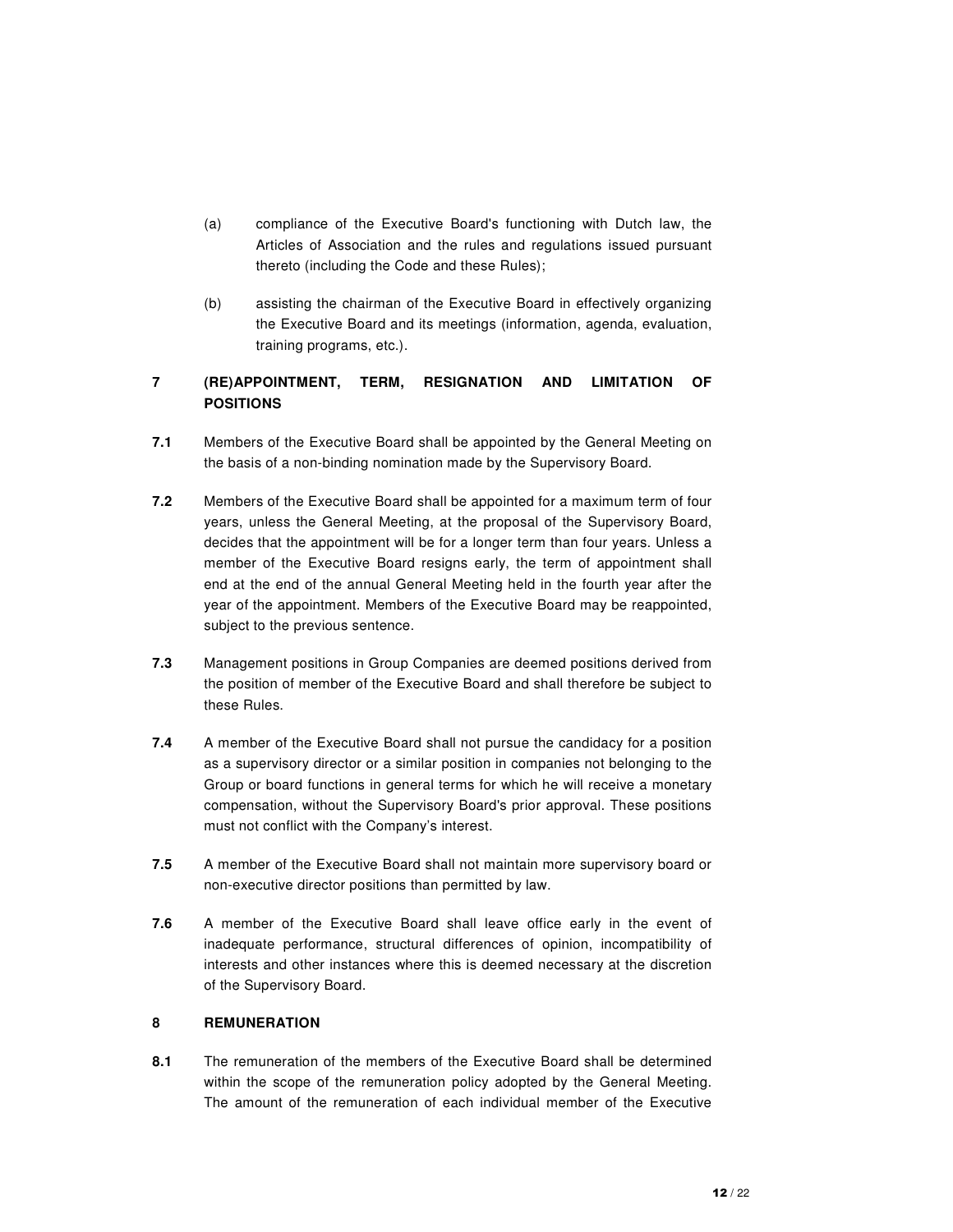(a) compliance of the Executive Board's functioning with Dutch law, the Articles of Association and the rules and regulations issued pursuant thereto (including the Code and these Rules);

(b) assisting the chairman of the Executive Board in effectively organizing the Executive Board and its meetings (information, agenda, evaluation, training programs, etc.).

## 7 (RE)APPOINTMENT, TERM, RESIGNATION AND LIMITATION OF POSITIONS

**7.1** Members of the Executive Board shall be appointed by the General Meeting on the basis of a non-binding nomination made by the Supervisory Board.

**7.2** Members of the Executive Board shall be appointed for a maximum term of four years, unless the General Meeting, at the proposal of the Supervisory Board, decides that the appointment will be for a longer term than four years. Unless a member of the Executive Board resigns early, the term of appointment shall end at the end of the annual General Meeting held in the fourth year after the year of the appointment. Members of the Executive Board may be reappointed, subject to the previous sentence.

**7.3** Management positions in Group Companies are deemed positions derived from the position of member of the Executive Board and shall therefore be subject to these Rules.

**7.4** A member of the Executive Board shall not pursue the candidacy for a position as a supervisory director or a similar position in companies not belonging to the Group or board functions in general terms for which he will receive a monetary compensation, without the Supervisory Board's prior approval. These positions must not conflict with the Company's interest.

**7.5** A member of the Executive Board shall not maintain more supervisory board or non-executive director positions than permitted by law.

**7.6** A member of the Executive Board shall leave office early in the event of inadequate performance, structural differences of opinion, incompatibility of interests and other instances where this is deemed necessary at the discretion of the Supervisory Board.

## 8 REMUNERATION

**8.1** The remuneration of the members of the Executive Board shall be determined within the scope of the remuneration policy adopted by the General Meeting. The amount of the remuneration of each individual member of the Executive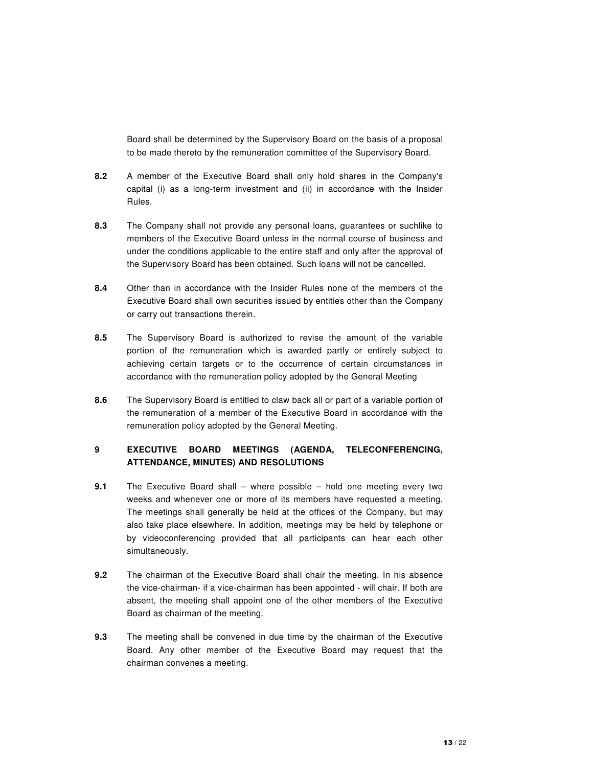Board shall be determined by the Supervisory Board on the basis of a proposal to be made thereto by the remuneration committee of the Supervisory Board.

**8.2** A member of the Executive Board shall only hold shares in the Company's capital (i) as a long-term investment and (ii) in accordance with the Insider Rules.

**8.3** The Company shall not provide any personal loans, guarantees or suchlike to members of the Executive Board unless in the normal course of business and under the conditions applicable to the entire staff and only after the approval of the Supervisory Board has been obtained. Such loans will not be cancelled.

**8.4** Other than in accordance with the Insider Rules none of the members of the Executive Board shall own securities issued by entities other than the Company or carry out transactions therein.

**8.5** The Supervisory Board is authorized to revise the amount of the variable portion of the remuneration which is awarded partly or entirely subject to achieving certain targets or to the occurrence of certain circumstances in accordance with the remuneration policy adopted by the General Meeting

**8.6** The Supervisory Board is entitled to claw back all or part of a variable portion of the remuneration of a member of the Executive Board in accordance with the remuneration policy adopted by the General Meeting.

## 9 EXECUTIVE BOARD MEETINGS (AGENDA, TELECONFERENCING, ATTENDANCE, MINUTES) AND RESOLUTIONS

**9.1** The Executive Board shall – where possible – hold one meeting every two weeks and whenever one or more of its members have requested a meeting. The meetings shall generally be held at the offices of the Company, but may also take place elsewhere. In addition, meetings may be held by telephone or by videoconferencing provided that all participants can hear each other simultaneously.

**9.2** The chairman of the Executive Board shall chair the meeting. In his absence the vice-chairman- if a vice-chairman has been appointed - will chair. If both are absent, the meeting shall appoint one of the other members of the Executive Board as chairman of the meeting.

**9.3** The meeting shall be convened in due time by the chairman of the Executive Board. Any other member of the Executive Board may request that the chairman convenes a meeting.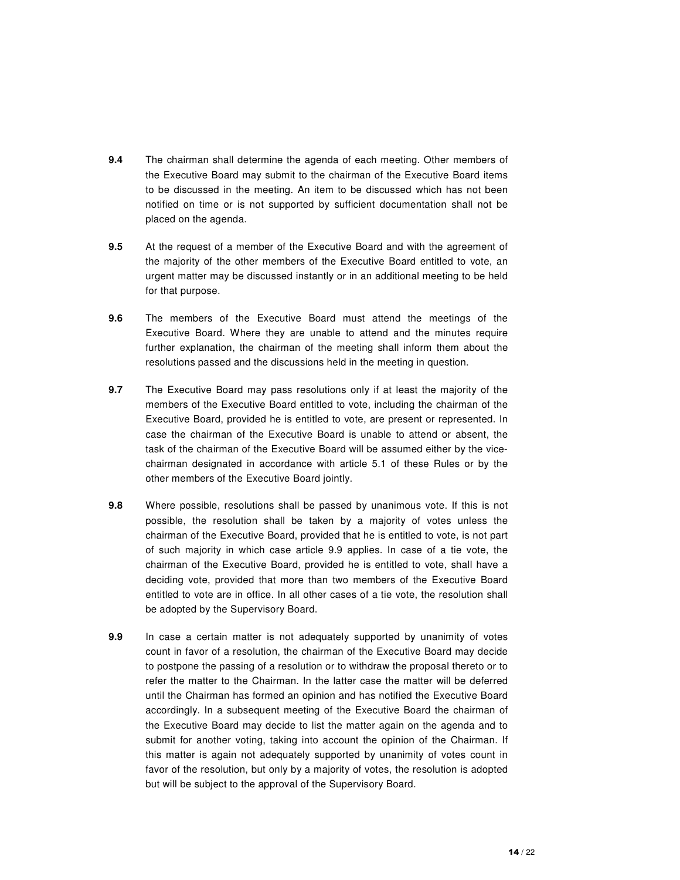**9.4** The chairman shall determine the agenda of each meeting. Other members of the Executive Board may submit to the chairman of the Executive Board items to be discussed in the meeting. An item to be discussed which has not been notified on time or is not supported by sufficient documentation shall not be placed on the agenda.

**9.5** At the request of a member of the Executive Board and with the agreement of the majority of the other members of the Executive Board entitled to vote, an urgent matter may be discussed instantly or in an additional meeting to be held for that purpose.

**9.6** The members of the Executive Board must attend the meetings of the Executive Board. Where they are unable to attend and the minutes require further explanation, the chairman of the meeting shall inform them about the resolutions passed and the discussions held in the meeting in question.

**9.7** The Executive Board may pass resolutions only if at least the majority of the members of the Executive Board entitled to vote, including the chairman of the Executive Board, provided he is entitled to vote, are present or represented. In case the chairman of the Executive Board is unable to attend or absent, the task of the chairman of the Executive Board will be assumed either by the vice-chairman designated in accordance with article 5.1 of these Rules or by the other members of the Executive Board jointly.

**9.8** Where possible, resolutions shall be passed by unanimous vote. If this is not possible, the resolution shall be taken by a majority of votes unless the chairman of the Executive Board, provided that he is entitled to vote, is not part of such majority in which case article 9.9 applies. In case of a tie vote, the chairman of the Executive Board, provided he is entitled to vote, shall have a deciding vote, provided that more than two members of the Executive Board entitled to vote are in office. In all other cases of a tie vote, the resolution shall be adopted by the Supervisory Board.

**9.9** In case a certain matter is not adequately supported by unanimity of votes count in favor of a resolution, the chairman of the Executive Board may decide to postpone the passing of a resolution or to withdraw the proposal thereto or to refer the matter to the Chairman. In the latter case the matter will be deferred until the Chairman has formed an opinion and has notified the Executive Board accordingly. In a subsequent meeting of the Executive Board the chairman of the Executive Board may decide to list the matter again on the agenda and to submit for another voting, taking into account the opinion of the Chairman. If this matter is again not adequately supported by unanimity of votes count in favor of the resolution, but only by a majority of votes, the resolution is adopted but will be subject to the approval of the Supervisory Board.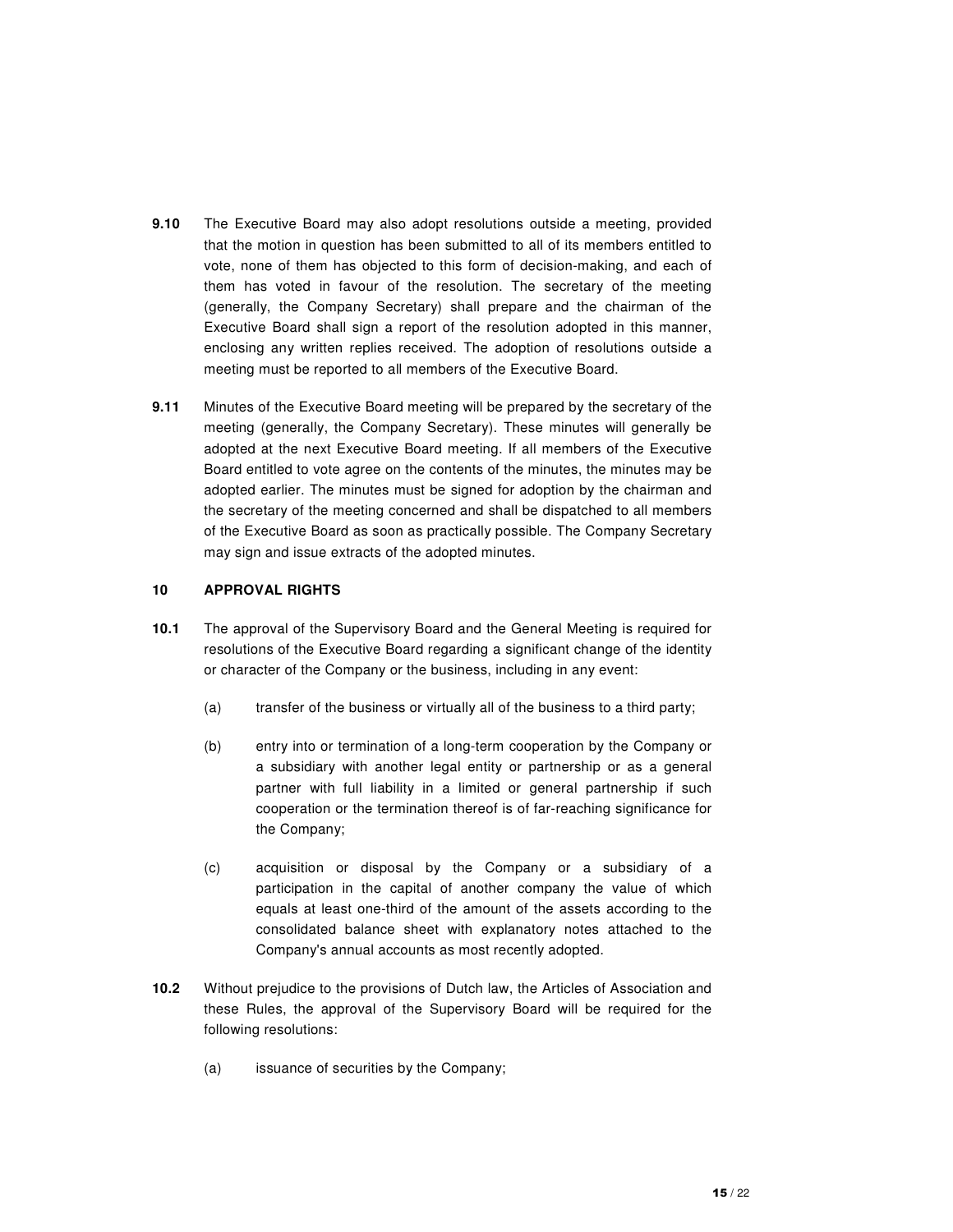**9.10** The Executive Board may also adopt resolutions outside a meeting, provided that the motion in question has been submitted to all of its members entitled to vote, none of them has objected to this form of decision-making, and each of them has voted in favour of the resolution. The secretary of the meeting (generally, the Company Secretary) shall prepare and the chairman of the Executive Board shall sign a report of the resolution adopted in this manner, enclosing any written replies received. The adoption of resolutions outside a meeting must be reported to all members of the Executive Board.

**9.11** Minutes of the Executive Board meeting will be prepared by the secretary of the meeting (generally, the Company Secretary). These minutes will generally be adopted at the next Executive Board meeting. If all members of the Executive Board entitled to vote agree on the contents of the minutes, the minutes may be adopted earlier. The minutes must be signed for adoption by the chairman and the secretary of the meeting concerned and shall be dispatched to all members of the Executive Board as soon as practically possible. The Company Secretary may sign and issue extracts of the adopted minutes.

## 10 APPROVAL RIGHTS

**10.1** The approval of the Supervisory Board and the General Meeting is required for resolutions of the Executive Board regarding a significant change of the identity or character of the Company or the business, including in any event:

(a) transfer of the business or virtually all of the business to a third party;

(b) entry into or termination of a long-term cooperation by the Company or a subsidiary with another legal entity or partnership or as a general partner with full liability in a limited or general partnership if such cooperation or the termination thereof is of far-reaching significance for the Company;

(c) acquisition or disposal by the Company or a subsidiary of a participation in the capital of another company the value of which equals at least one-third of the amount of the assets according to the consolidated balance sheet with explanatory notes attached to the Company's annual accounts as most recently adopted.

**10.2** Without prejudice to the provisions of Dutch law, the Articles of Association and these Rules, the approval of the Supervisory Board will be required for the following resolutions:

(a) issuance of securities by the Company;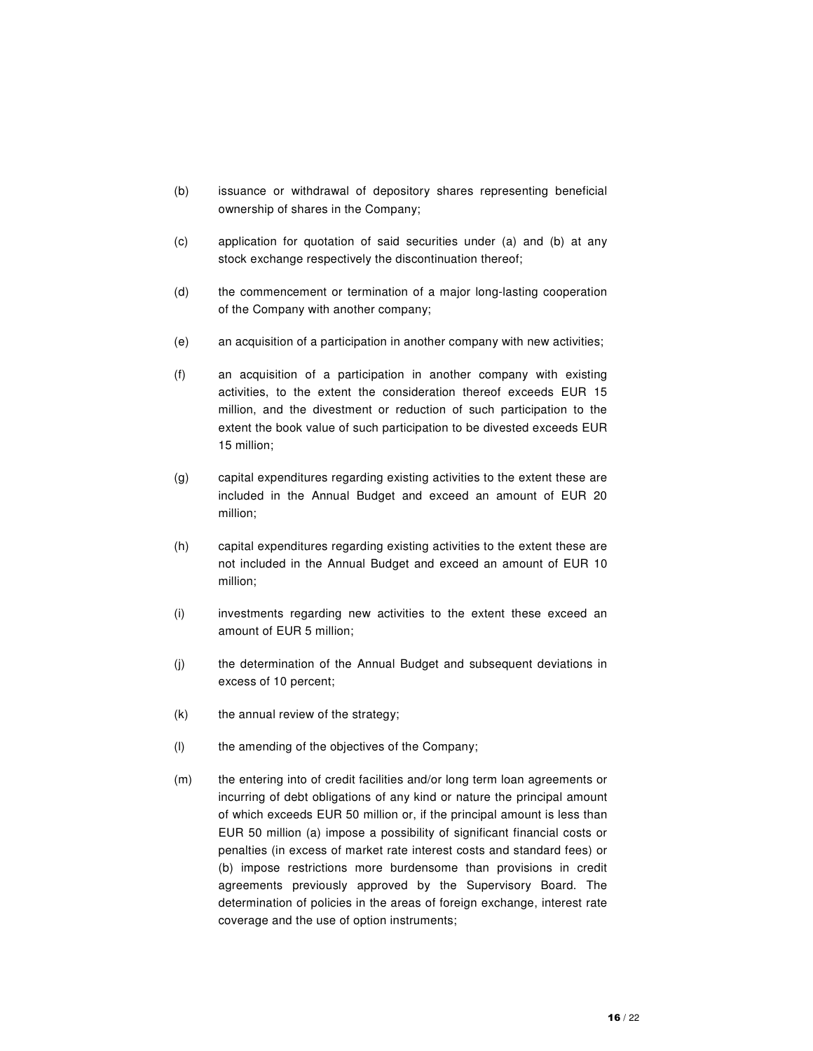(b) issuance or withdrawal of depository shares representing beneficial ownership of shares in the Company;

(c) application for quotation of said securities under (a) and (b) at any stock exchange respectively the discontinuation thereof;

(d) the commencement or termination of a major long-lasting cooperation of the Company with another company;

(e) an acquisition of a participation in another company with new activities;

(f) an acquisition of a participation in another company with existing activities, to the extent the consideration thereof exceeds EUR 15 million, and the divestment or reduction of such participation to the extent the book value of such participation to be divested exceeds EUR 15 million;

(g) capital expenditures regarding existing activities to the extent these are included in the Annual Budget and exceed an amount of EUR 20 million;

(h) capital expenditures regarding existing activities to the extent these are not included in the Annual Budget and exceed an amount of EUR 10 million;

(i) investments regarding new activities to the extent these exceed an amount of EUR 5 million;

(j) the determination of the Annual Budget and subsequent deviations in excess of 10 percent;

(k) the annual review of the strategy;

(l) the amending of the objectives of the Company;

(m) the entering into of credit facilities and/or long term loan agreements or incurring of debt obligations of any kind or nature the principal amount of which exceeds EUR 50 million or, if the principal amount is less than EUR 50 million (a) impose a possibility of significant financial costs or penalties (in excess of market rate interest costs and standard fees) or (b) impose restrictions more burdensome than provisions in credit agreements previously approved by the Supervisory Board. The determination of policies in the areas of foreign exchange, interest rate coverage and the use of option instruments;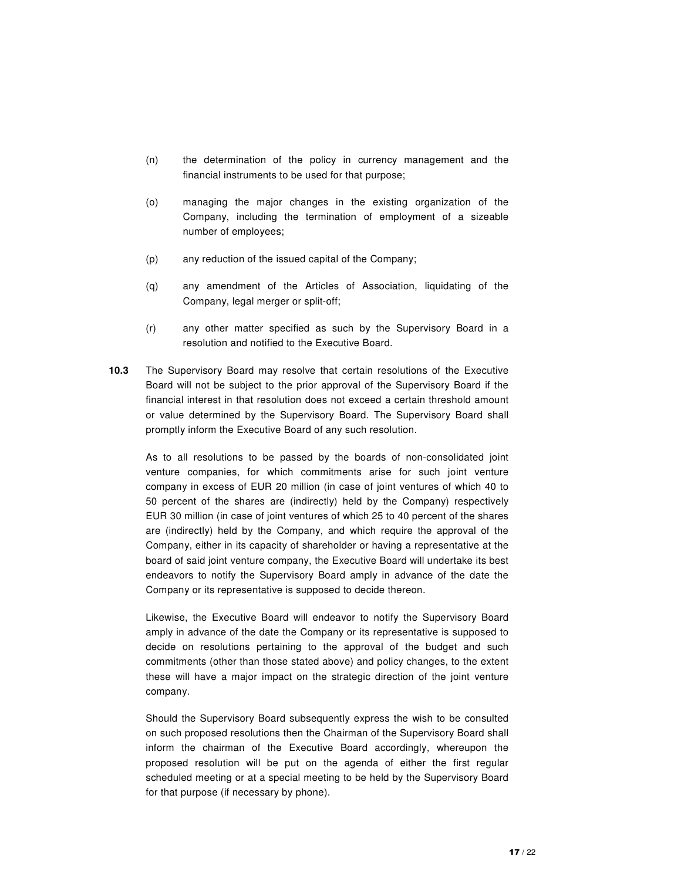(n) the determination of the policy in currency management and the financial instruments to be used for that purpose;

(o) managing the major changes in the existing organization of the Company, including the termination of employment of a sizeable number of employees;

(p) any reduction of the issued capital of the Company;

(q) any amendment of the Articles of Association, liquidating of the Company, legal merger or split-off;

(r) any other matter specified as such by the Supervisory Board in a resolution and notified to the Executive Board.

**10.3** The Supervisory Board may resolve that certain resolutions of the Executive Board will not be subject to the prior approval of the Supervisory Board if the financial interest in that resolution does not exceed a certain threshold amount or value determined by the Supervisory Board. The Supervisory Board shall promptly inform the Executive Board of any such resolution.

As to all resolutions to be passed by the boards of non-consolidated joint venture companies, for which commitments arise for such joint venture company in excess of EUR 20 million (in case of joint ventures of which 40 to 50 percent of the shares are (indirectly) held by the Company) respectively EUR 30 million (in case of joint ventures of which 25 to 40 percent of the shares are (indirectly) held by the Company, and which require the approval of the Company, either in its capacity of shareholder or having a representative at the board of said joint venture company, the Executive Board will undertake its best endeavors to notify the Supervisory Board amply in advance of the date the Company or its representative is supposed to decide thereon.

Likewise, the Executive Board will endeavor to notify the Supervisory Board amply in advance of the date the Company or its representative is supposed to decide on resolutions pertaining to the approval of the budget and such commitments (other than those stated above) and policy changes, to the extent these will have a major impact on the strategic direction of the joint venture company.

Should the Supervisory Board subsequently express the wish to be consulted on such proposed resolutions then the Chairman of the Supervisory Board shall inform the chairman of the Executive Board accordingly, whereupon the proposed resolution will be put on the agenda of either the first regular scheduled meeting or at a special meeting to be held by the Supervisory Board for that purpose (if necessary by phone).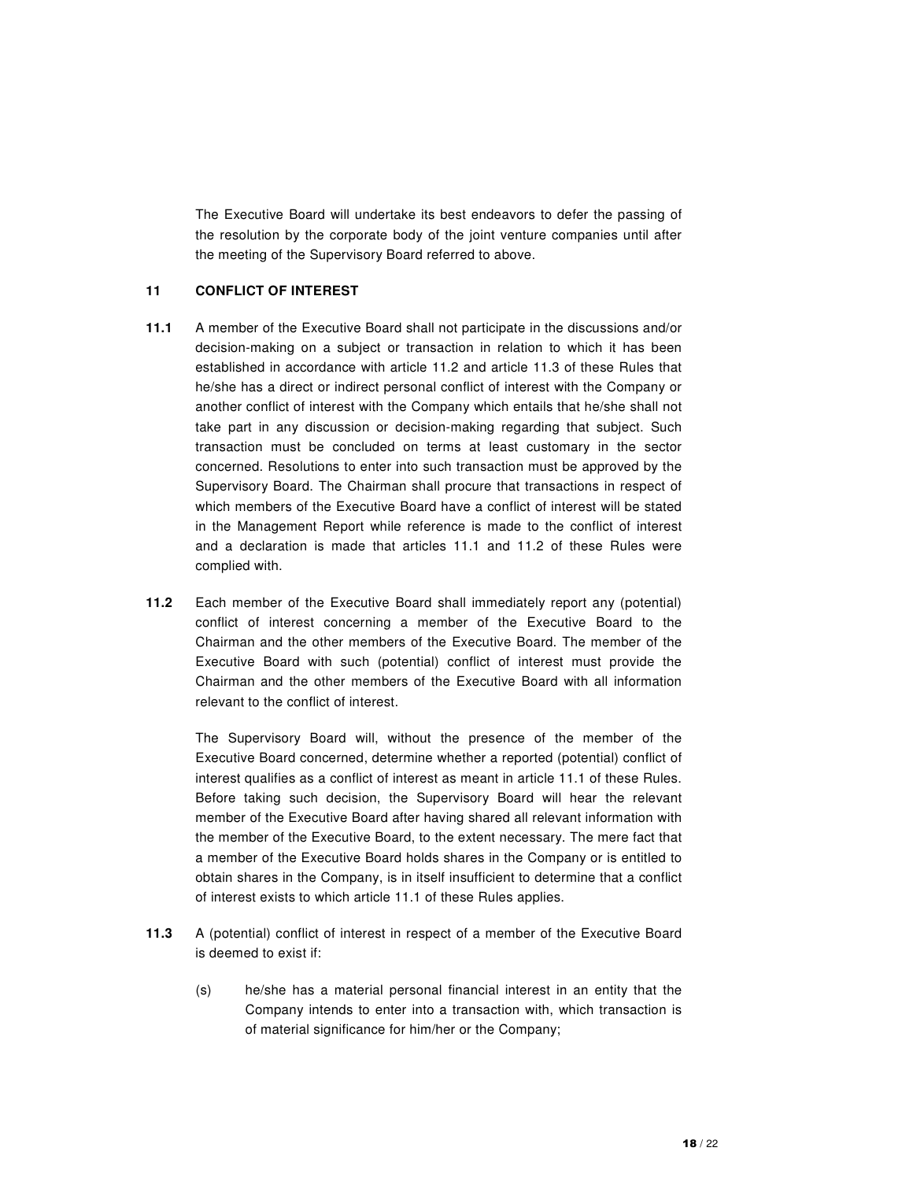The Executive Board will undertake its best endeavors to defer the passing of the resolution by the corporate body of the joint venture companies until after the meeting of the Supervisory Board referred to above.

## 11 CONFLICT OF INTEREST

**11.1** A member of the Executive Board shall not participate in the discussions and/or decision-making on a subject or transaction in relation to which it has been established in accordance with article 11.2 and article 11.3 of these Rules that he/she has a direct or indirect personal conflict of interest with the Company or another conflict of interest with the Company which entails that he/she shall not take part in any discussion or decision-making regarding that subject. Such transaction must be concluded on terms at least customary in the sector concerned. Resolutions to enter into such transaction must be approved by the Supervisory Board. The Chairman shall procure that transactions in respect of which members of the Executive Board have a conflict of interest will be stated in the Management Report while reference is made to the conflict of interest and a declaration is made that articles 11.1 and 11.2 of these Rules were complied with.

**11.2** Each member of the Executive Board shall immediately report any (potential) conflict of interest concerning a member of the Executive Board to the Chairman and the other members of the Executive Board. The member of the Executive Board with such (potential) conflict of interest must provide the Chairman and the other members of the Executive Board with all information relevant to the conflict of interest.

The Supervisory Board will, without the presence of the member of the Executive Board concerned, determine whether a reported (potential) conflict of interest qualifies as a conflict of interest as meant in article 11.1 of these Rules. Before taking such decision, the Supervisory Board will hear the relevant member of the Executive Board after having shared all relevant information with the member of the Executive Board, to the extent necessary. The mere fact that a member of the Executive Board holds shares in the Company or is entitled to obtain shares in the Company, is in itself insufficient to determine that a conflict of interest exists to which article 11.1 of these Rules applies.

**11.3** A (potential) conflict of interest in respect of a member of the Executive Board is deemed to exist if:

(s) he/she has a material personal financial interest in an entity that the Company intends to enter into a transaction with, which transaction is of material significance for him/her or the Company;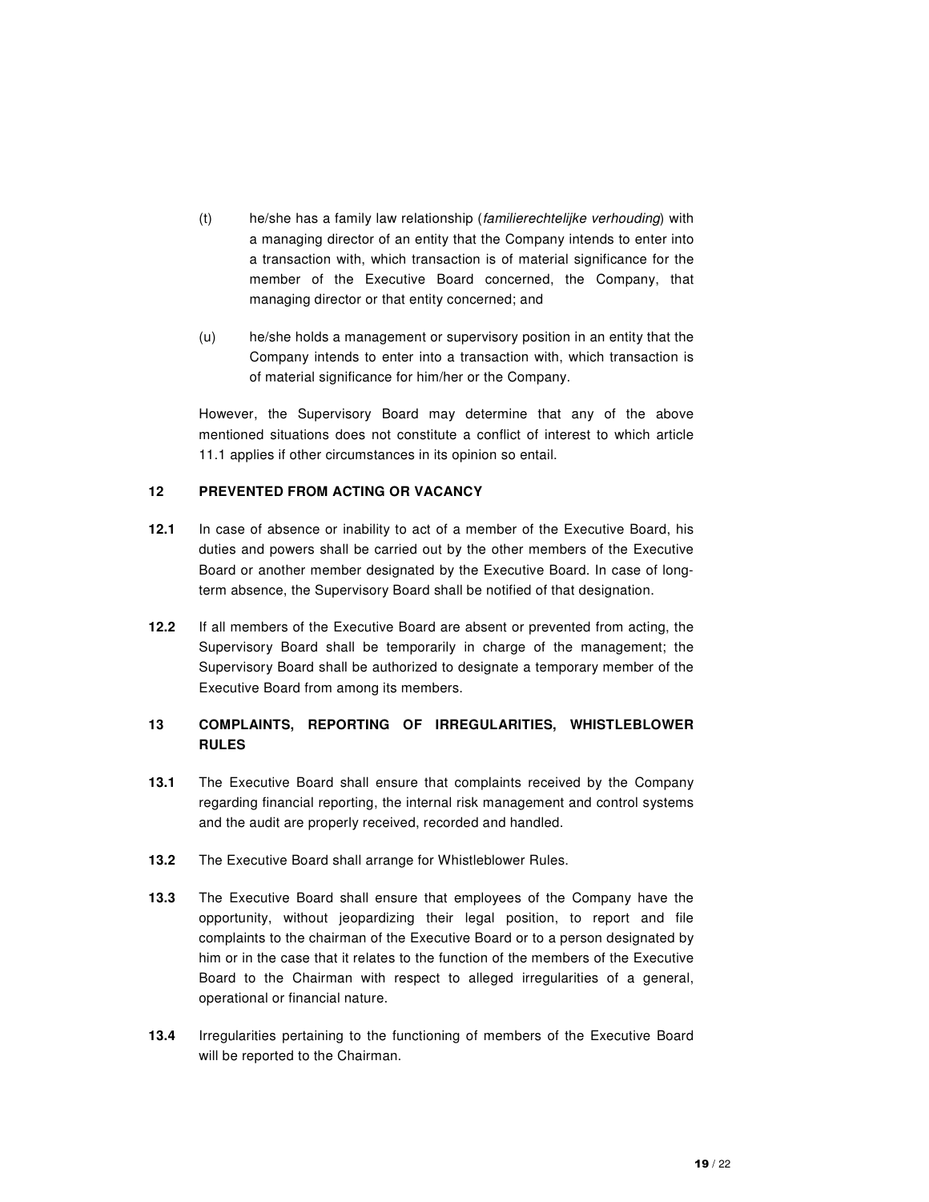(t) he/she has a family law relationship (*familierechtelijke verhouding*) with a managing director of an entity that the Company intends to enter into a transaction with, which transaction is of material significance for the member of the Executive Board concerned, the Company, that managing director or that entity concerned; and

(u) he/she holds a management or supervisory position in an entity that the Company intends to enter into a transaction with, which transaction is of material significance for him/her or the Company.

However, the Supervisory Board may determine that any of the above mentioned situations does not constitute a conflict of interest to which article 11.1 applies if other circumstances in its opinion so entail.

## 12 PREVENTED FROM ACTING OR VACANCY

**12.1** In case of absence or inability to act of a member of the Executive Board, his duties and powers shall be carried out by the other members of the Executive Board or another member designated by the Executive Board. In case of long-term absence, the Supervisory Board shall be notified of that designation.

**12.2** If all members of the Executive Board are absent or prevented from acting, the Supervisory Board shall be temporarily in charge of the management; the Supervisory Board shall be authorized to designate a temporary member of the Executive Board from among its members.

## 13 COMPLAINTS, REPORTING OF IRREGULARITIES, WHISTLEBLOWER RULES

**13.1** The Executive Board shall ensure that complaints received by the Company regarding financial reporting, the internal risk management and control systems and the audit are properly received, recorded and handled.

**13.2** The Executive Board shall arrange for Whistleblower Rules.

**13.3** The Executive Board shall ensure that employees of the Company have the opportunity, without jeopardizing their legal position, to report and file complaints to the chairman of the Executive Board or to a person designated by him or in the case that it relates to the function of the members of the Executive Board to the Chairman with respect to alleged irregularities of a general, operational or financial nature.

**13.4** Irregularities pertaining to the functioning of members of the Executive Board will be reported to the Chairman.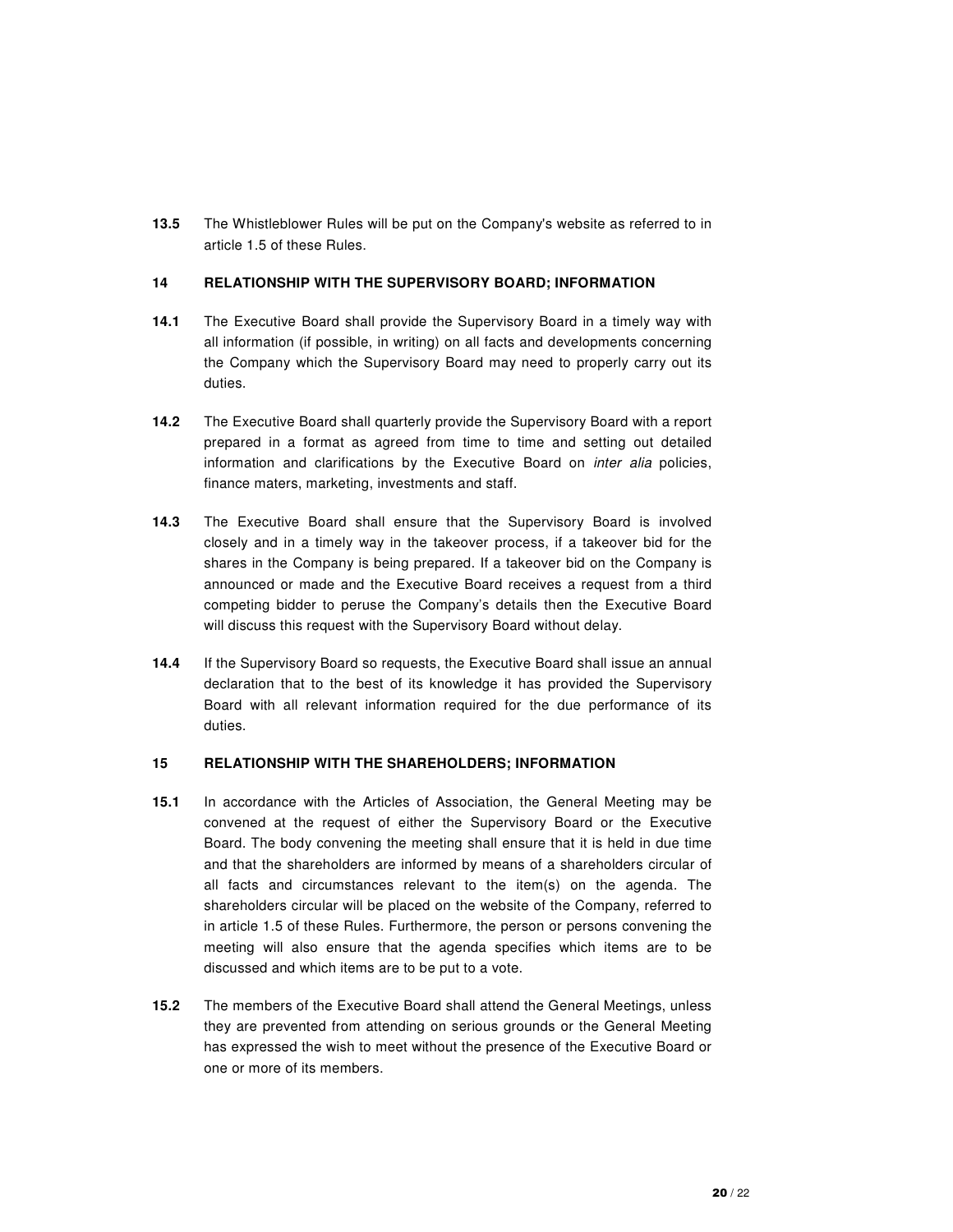**13.5** The Whistleblower Rules will be put on the Company's website as referred to in article 1.5 of these Rules.

## 14 RELATIONSHIP WITH THE SUPERVISORY BOARD; INFORMATION

**14.1** The Executive Board shall provide the Supervisory Board in a timely way with all information (if possible, in writing) on all facts and developments concerning the Company which the Supervisory Board may need to properly carry out its duties.

**14.2** The Executive Board shall quarterly provide the Supervisory Board with a report prepared in a format as agreed from time to time and setting out detailed information and clarifications by the Executive Board on *inter alia* policies, finance maters, marketing, investments and staff.

**14.3** The Executive Board shall ensure that the Supervisory Board is involved closely and in a timely way in the takeover process, if a takeover bid for the shares in the Company is being prepared. If a takeover bid on the Company is announced or made and the Executive Board receives a request from a third competing bidder to peruse the Company's details then the Executive Board will discuss this request with the Supervisory Board without delay.

**14.4** If the Supervisory Board so requests, the Executive Board shall issue an annual declaration that to the best of its knowledge it has provided the Supervisory Board with all relevant information required for the due performance of its duties.

## 15 RELATIONSHIP WITH THE SHAREHOLDERS; INFORMATION

**15.1** In accordance with the Articles of Association, the General Meeting may be convened at the request of either the Supervisory Board or the Executive Board. The body convening the meeting shall ensure that it is held in due time and that the shareholders are informed by means of a shareholders circular of all facts and circumstances relevant to the item(s) on the agenda. The shareholders circular will be placed on the website of the Company, referred to in article 1.5 of these Rules. Furthermore, the person or persons convening the meeting will also ensure that the agenda specifies which items are to be discussed and which items are to be put to a vote.

**15.2** The members of the Executive Board shall attend the General Meetings, unless they are prevented from attending on serious grounds or the General Meeting has expressed the wish to meet without the presence of the Executive Board or one or more of its members.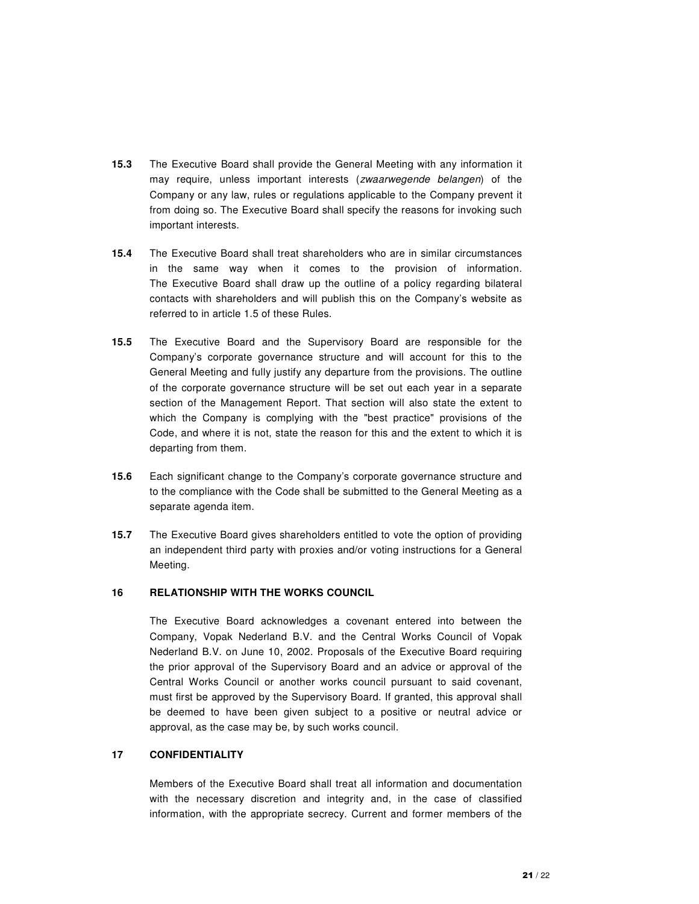**15.3** The Executive Board shall provide the General Meeting with any information it may require, unless important interests (*zwaarwegende belangen*) of the Company or any law, rules or regulations applicable to the Company prevent it from doing so. The Executive Board shall specify the reasons for invoking such important interests.

**15.4** The Executive Board shall treat shareholders who are in similar circumstances in the same way when it comes to the provision of information. The Executive Board shall draw up the outline of a policy regarding bilateral contacts with shareholders and will publish this on the Company's website as referred to in article 1.5 of these Rules.

**15.5** The Executive Board and the Supervisory Board are responsible for the Company's corporate governance structure and will account for this to the General Meeting and fully justify any departure from the provisions. The outline of the corporate governance structure will be set out each year in a separate section of the Management Report. That section will also state the extent to which the Company is complying with the "best practice" provisions of the Code, and where it is not, state the reason for this and the extent to which it is departing from them.

**15.6** Each significant change to the Company's corporate governance structure and to the compliance with the Code shall be submitted to the General Meeting as a separate agenda item.

**15.7** The Executive Board gives shareholders entitled to vote the option of providing an independent third party with proxies and/or voting instructions for a General Meeting.

## 16 RELATIONSHIP WITH THE WORKS COUNCIL

The Executive Board acknowledges a covenant entered into between the Company, Vopak Nederland B.V. and the Central Works Council of Vopak Nederland B.V. on June 10, 2002. Proposals of the Executive Board requiring the prior approval of the Supervisory Board and an advice or approval of the Central Works Council or another works council pursuant to said covenant, must first be approved by the Supervisory Board. If granted, this approval shall be deemed to have been given subject to a positive or neutral advice or approval, as the case may be, by such works council.

## 17 CONFIDENTIALITY

Members of the Executive Board shall treat all information and documentation with the necessary discretion and integrity and, in the case of classified information, with the appropriate secrecy. Current and former members of the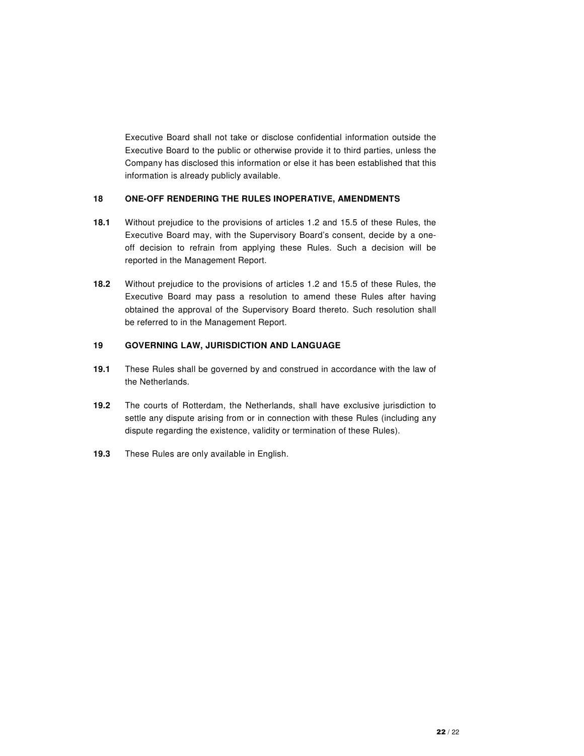Executive Board shall not take or disclose confidential information outside the Executive Board to the public or otherwise provide it to third parties, unless the Company has disclosed this information or else it has been established that this information is already publicly available.

## 18 ONE-OFF RENDERING THE RULES INOPERATIVE, AMENDMENTS

**18.1** Without prejudice to the provisions of articles 1.2 and 15.5 of these Rules, the Executive Board may, with the Supervisory Board's consent, decide by a one-off decision to refrain from applying these Rules. Such a decision will be reported in the Management Report.

**18.2** Without prejudice to the provisions of articles 1.2 and 15.5 of these Rules, the Executive Board may pass a resolution to amend these Rules after having obtained the approval of the Supervisory Board thereto. Such resolution shall be referred to in the Management Report.

## 19 GOVERNING LAW, JURISDICTION AND LANGUAGE

**19.1** These Rules shall be governed by and construed in accordance with the law of the Netherlands.

**19.2** The courts of Rotterdam, the Netherlands, shall have exclusive jurisdiction to settle any dispute arising from or in connection with these Rules (including any dispute regarding the existence, validity or termination of these Rules).

**19.3** These Rules are only available in English.